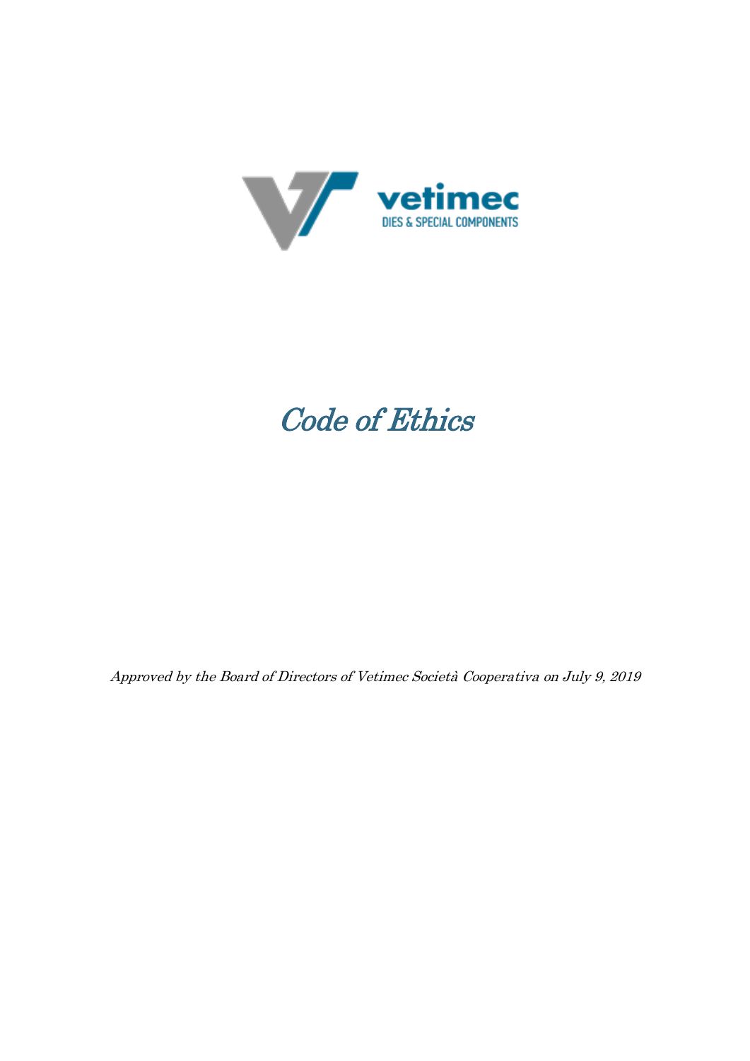vetimec

DIES & SPECIAL COMPONENTS

# *Code of Ethics*

*Approved by the Board of Directors of Vetimec Società Cooperativa on July 9, 2019*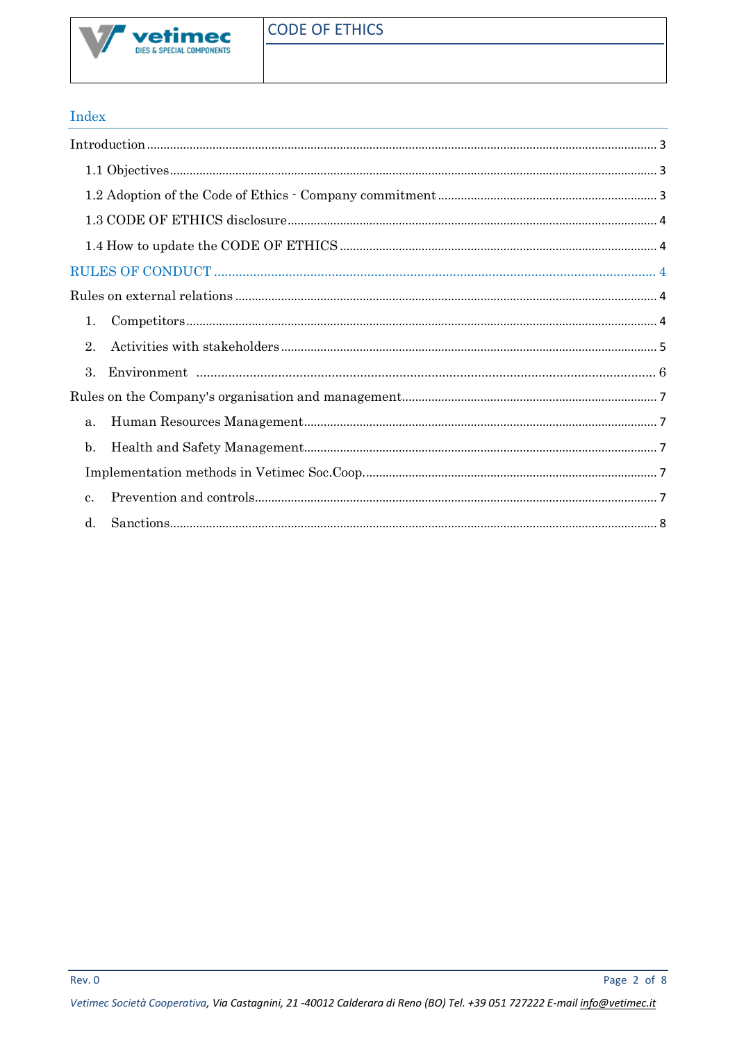## Index

Introduction ... 3

- 1.1 Objectives ... 3
- 1.2 Adoption of the Code of Ethics - Company commitment ... 3
- 1.3 CODE OF ETHICS disclosure ... 4
- 1.4 How to update the CODE OF ETHICS ... 4

RULES OF CONDUCT ... 4

Rules on external relations ... 4

1. Competitors ... 4
2. Activities with stakeholders ... 5
3. Environment ... 6

Rules on the Company's organisation and management ... 7

- a. Human Resources Management ... 7
- b. Health and Safety Management ... 7

Implementation methods in Vetimec Soc.Coop. ... 7

- c. Prevention and controls ... 7
- d. Sanctions ... 8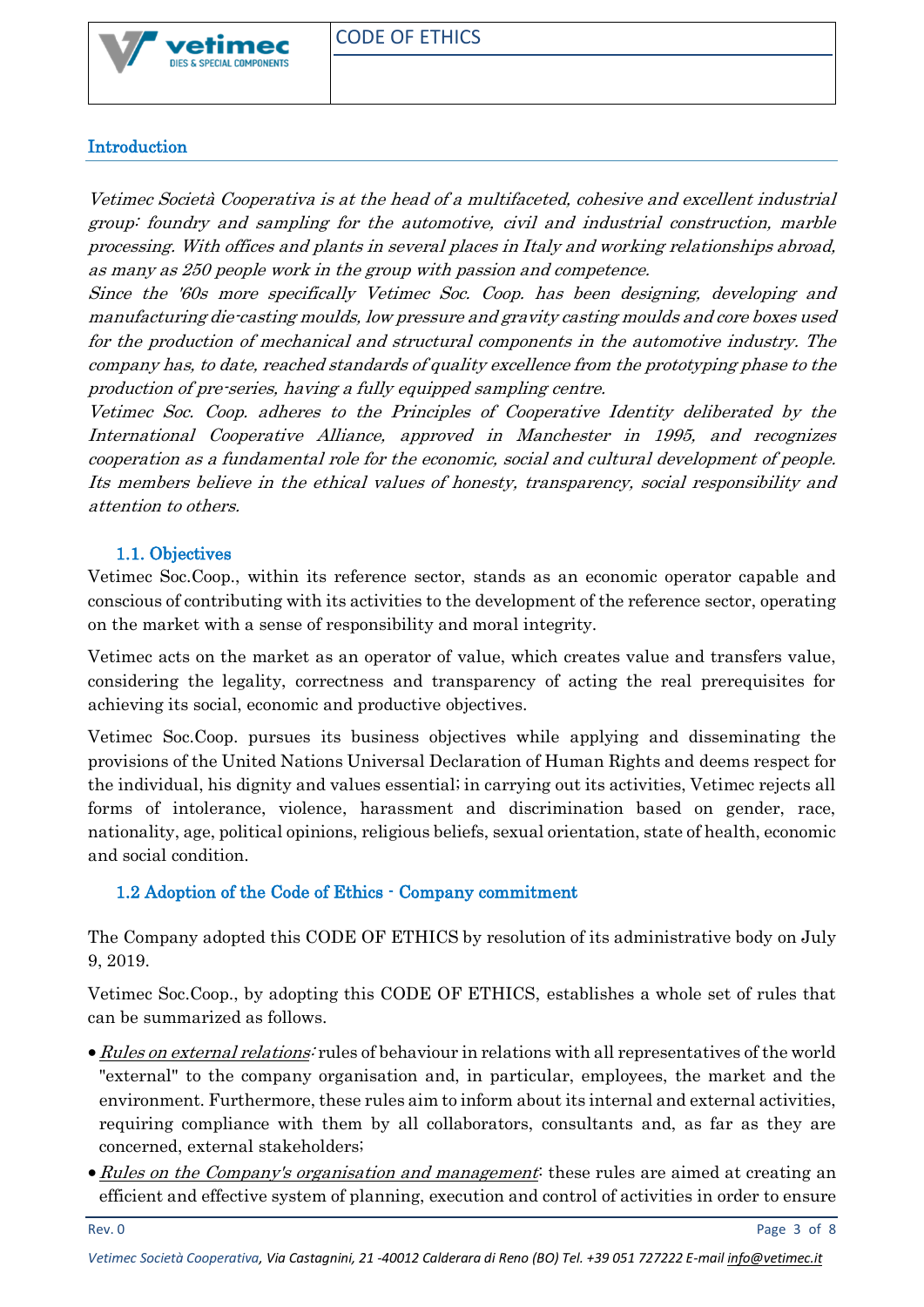## Introduction

*Vetimec Società Cooperativa is at the head of a multifaceted, cohesive and excellent industrial group: foundry and sampling for the automotive, civil and industrial construction, marble processing. With offices and plants in several places in Italy and working relationships abroad, as many as 250 people work in the group with passion and competence.*
*Since the '60s more specifically Vetimec Soc. Coop. has been designing, developing and manufacturing die-casting moulds, low pressure and gravity casting moulds and core boxes used for the production of mechanical and structural components in the automotive industry. The company has, to date, reached standards of quality excellence from the prototyping phase to the production of pre-series, having a fully equipped sampling centre.*
*Vetimec Soc. Coop. adheres to the Principles of Cooperative Identity deliberated by the International Cooperative Alliance, approved in Manchester in 1995, and recognizes cooperation as a fundamental role for the economic, social and cultural development of people. Its members believe in the ethical values of honesty, transparency, social responsibility and attention to others.*

### 1.1. Objectives

Vetimec Soc.Coop., within its reference sector, stands as an economic operator capable and conscious of contributing with its activities to the development of the reference sector, operating on the market with a sense of responsibility and moral integrity.

Vetimec acts on the market as an operator of value, which creates value and transfers value, considering the legality, correctness and transparency of acting the real prerequisites for achieving its social, economic and productive objectives.

Vetimec Soc.Coop. pursues its business objectives while applying and disseminating the provisions of the United Nations Universal Declaration of Human Rights and deems respect for the individual, his dignity and values essential; in carrying out its activities, Vetimec rejects all forms of intolerance, violence, harassment and discrimination based on gender, race, nationality, age, political opinions, religious beliefs, sexual orientation, state of health, economic and social condition.

### 1.2 Adoption of the Code of Ethics - Company commitment

The Company adopted this CODE OF ETHICS by resolution of its administrative body on July 9, 2019.

Vetimec Soc.Coop., by adopting this CODE OF ETHICS, establishes a whole set of rules that can be summarized as follows.

- *Rules on external relations*: rules of behaviour in relations with all representatives of the world "external" to the company organisation and, in particular, employees, the market and the environment. Furthermore, these rules aim to inform about its internal and external activities, requiring compliance with them by all collaborators, consultants and, as far as they are concerned, external stakeholders;
- *Rules on the Company's organisation and management*: these rules are aimed at creating an efficient and effective system of planning, execution and control of activities in order to ensure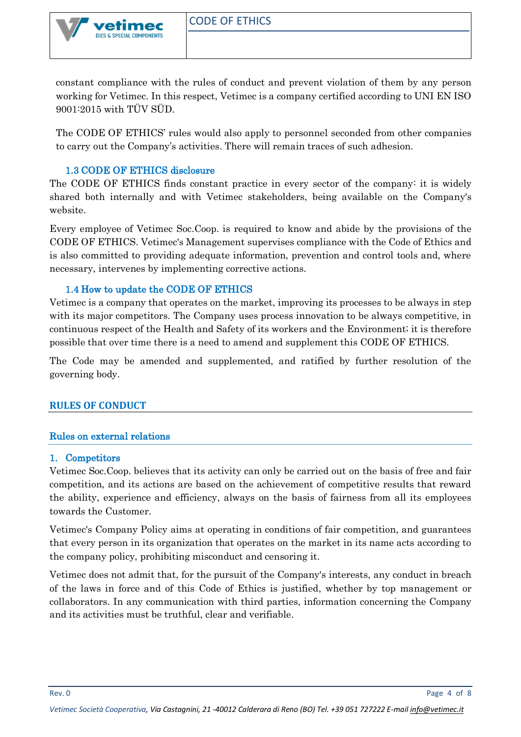constant compliance with the rules of conduct and prevent violation of them by any person working for Vetimec. In this respect, Vetimec is a company certified according to UNI EN ISO 9001:2015 with TÜV SÜD.

The CODE OF ETHICS' rules would also apply to personnel seconded from other companies to carry out the Company's activities. There will remain traces of such adhesion.

### 1.3 CODE OF ETHICS disclosure

The CODE OF ETHICS finds constant practice in every sector of the company: it is widely shared both internally and with Vetimec stakeholders, being available on the Company's website.

Every employee of Vetimec Soc.Coop. is required to know and abide by the provisions of the CODE OF ETHICS. Vetimec's Management supervises compliance with the Code of Ethics and is also committed to providing adequate information, prevention and control tools and, where necessary, intervenes by implementing corrective actions.

### 1.4 How to update the CODE OF ETHICS

Vetimec is a company that operates on the market, improving its processes to be always in step with its major competitors. The Company uses process innovation to be always competitive, in continuous respect of the Health and Safety of its workers and the Environment; it is therefore possible that over time there is a need to amend and supplement this CODE OF ETHICS.

The Code may be amended and supplemented, and ratified by further resolution of the governing body.

## RULES OF CONDUCT

### Rules on external relations

#### 1. Competitors

Vetimec Soc.Coop. believes that its activity can only be carried out on the basis of free and fair competition, and its actions are based on the achievement of competitive results that reward the ability, experience and efficiency, always on the basis of fairness from all its employees towards the Customer.

Vetimec's Company Policy aims at operating in conditions of fair competition, and guarantees that every person in its organization that operates on the market in its name acts according to the company policy, prohibiting misconduct and censoring it.

Vetimec does not admit that, for the pursuit of the Company's interests, any conduct in breach of the laws in force and of this Code of Ethics is justified, whether by top management or collaborators. In any communication with third parties, information concerning the Company and its activities must be truthful, clear and verifiable.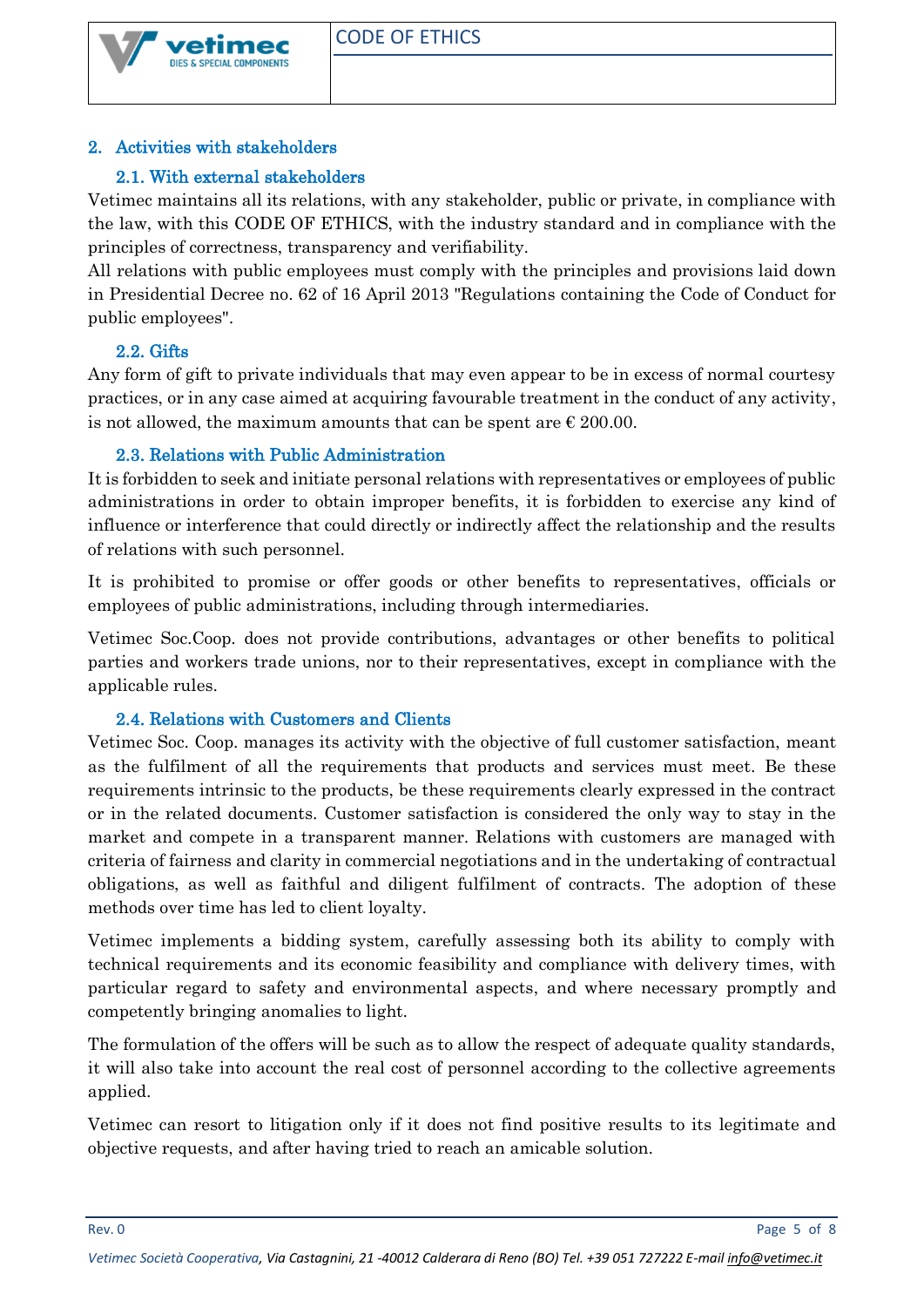## 2. Activities with stakeholders

### 2.1. With external stakeholders

Vetimec maintains all its relations, with any stakeholder, public or private, in compliance with the law, with this CODE OF ETHICS, with the industry standard and in compliance with the principles of correctness, transparency and verifiability.

All relations with public employees must comply with the principles and provisions laid down in Presidential Decree no. 62 of 16 April 2013 "Regulations containing the Code of Conduct for public employees".

### 2.2. Gifts

Any form of gift to private individuals that may even appear to be in excess of normal courtesy practices, or in any case aimed at acquiring favourable treatment in the conduct of any activity, is not allowed, the maximum amounts that can be spent are € 200.00.

### 2.3. Relations with Public Administration

It is forbidden to seek and initiate personal relations with representatives or employees of public administrations in order to obtain improper benefits, it is forbidden to exercise any kind of influence or interference that could directly or indirectly affect the relationship and the results of relations with such personnel.

It is prohibited to promise or offer goods or other benefits to representatives, officials or employees of public administrations, including through intermediaries.

Vetimec Soc.Coop. does not provide contributions, advantages or other benefits to political parties and workers trade unions, nor to their representatives, except in compliance with the applicable rules.

### 2.4. Relations with Customers and Clients

Vetimec Soc. Coop. manages its activity with the objective of full customer satisfaction, meant as the fulfilment of all the requirements that products and services must meet. Be these requirements intrinsic to the products, be these requirements clearly expressed in the contract or in the related documents. Customer satisfaction is considered the only way to stay in the market and compete in a transparent manner. Relations with customers are managed with criteria of fairness and clarity in commercial negotiations and in the undertaking of contractual obligations, as well as faithful and diligent fulfilment of contracts. The adoption of these methods over time has led to client loyalty.

Vetimec implements a bidding system, carefully assessing both its ability to comply with technical requirements and its economic feasibility and compliance with delivery times, with particular regard to safety and environmental aspects, and where necessary promptly and competently bringing anomalies to light.

The formulation of the offers will be such as to allow the respect of adequate quality standards, it will also take into account the real cost of personnel according to the collective agreements applied.

Vetimec can resort to litigation only if it does not find positive results to its legitimate and objective requests, and after having tried to reach an amicable solution.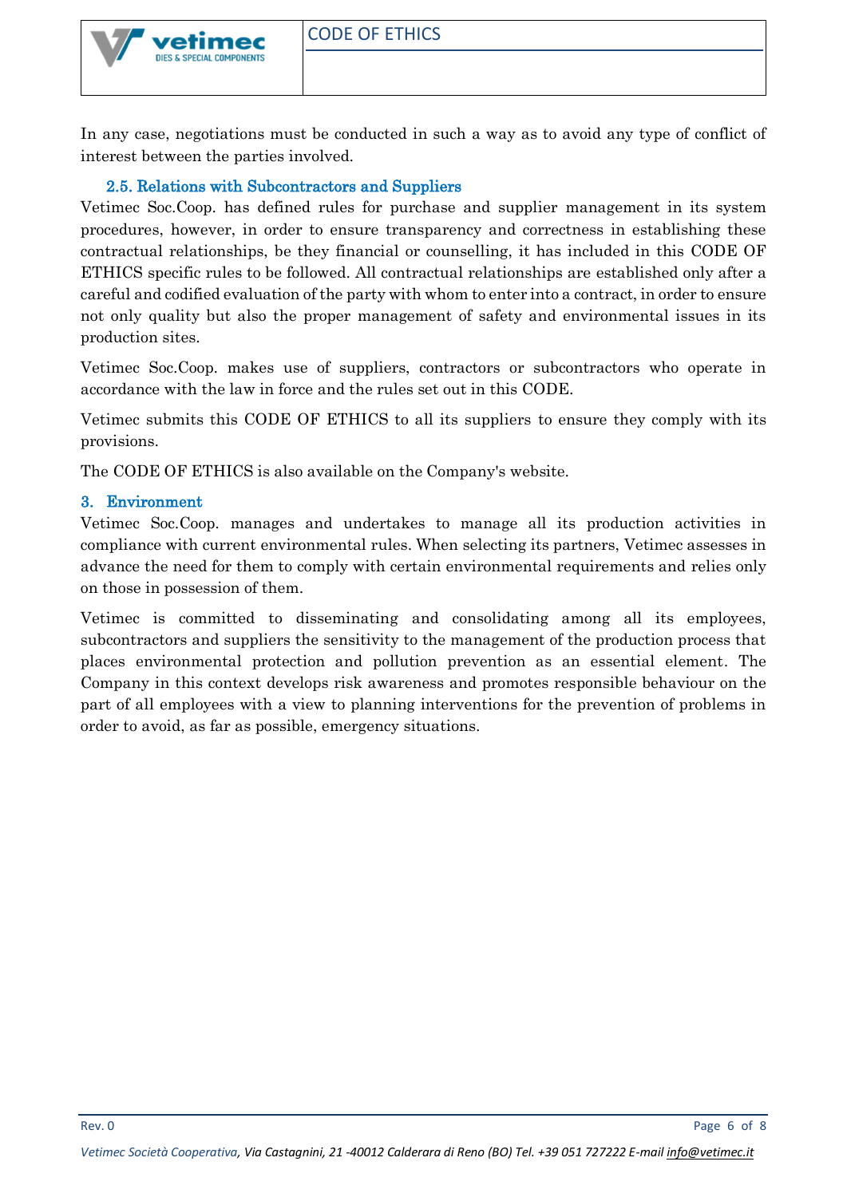In any case, negotiations must be conducted in such a way as to avoid any type of conflict of interest between the parties involved.

### 2.5. Relations with Subcontractors and Suppliers

Vetimec Soc.Coop. has defined rules for purchase and supplier management in its system procedures, however, in order to ensure transparency and correctness in establishing these contractual relationships, be they financial or counselling, it has included in this CODE OF ETHICS specific rules to be followed. All contractual relationships are established only after a careful and codified evaluation of the party with whom to enter into a contract, in order to ensure not only quality but also the proper management of safety and environmental issues in its production sites.

Vetimec Soc.Coop. makes use of suppliers, contractors or subcontractors who operate in accordance with the law in force and the rules set out in this CODE.

Vetimec submits this CODE OF ETHICS to all its suppliers to ensure they comply with its provisions.

The CODE OF ETHICS is also available on the Company's website.

## 3. Environment

Vetimec Soc.Coop. manages and undertakes to manage all its production activities in compliance with current environmental rules. When selecting its partners, Vetimec assesses in advance the need for them to comply with certain environmental requirements and relies only on those in possession of them.

Vetimec is committed to disseminating and consolidating among all its employees, subcontractors and suppliers the sensitivity to the management of the production process that places environmental protection and pollution prevention as an essential element. The Company in this context develops risk awareness and promotes responsible behaviour on the part of all employees with a view to planning interventions for the prevention of problems in order to avoid, as far as possible, emergency situations.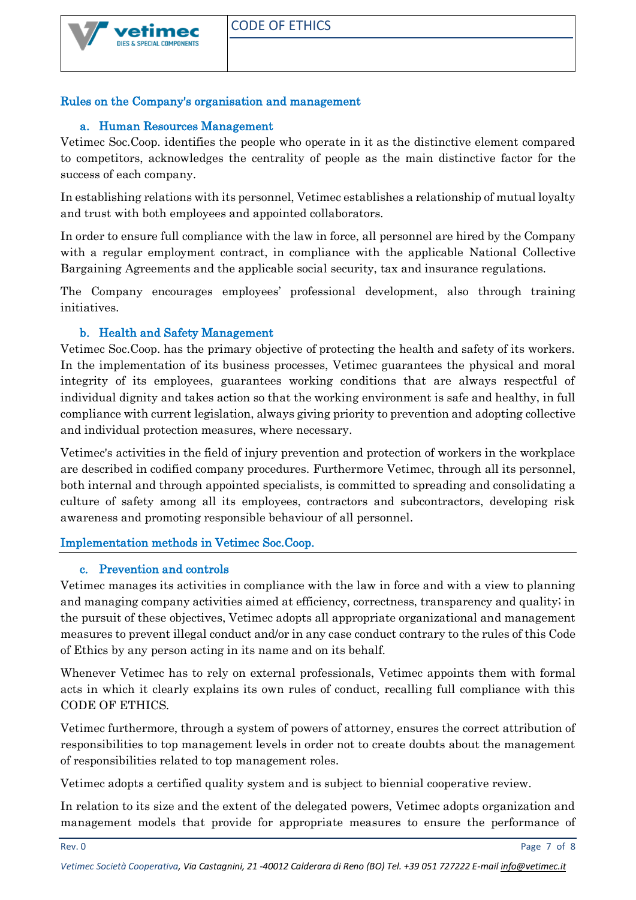## Rules on the Company's organisation and management

### a. Human Resources Management

Vetimec Soc.Coop. identifies the people who operate in it as the distinctive element compared to competitors, acknowledges the centrality of people as the main distinctive factor for the success of each company.

In establishing relations with its personnel, Vetimec establishes a relationship of mutual loyalty and trust with both employees and appointed collaborators.

In order to ensure full compliance with the law in force, all personnel are hired by the Company with a regular employment contract, in compliance with the applicable National Collective Bargaining Agreements and the applicable social security, tax and insurance regulations.

The Company encourages employees' professional development, also through training initiatives.

### b. Health and Safety Management

Vetimec Soc.Coop. has the primary objective of protecting the health and safety of its workers. In the implementation of its business processes, Vetimec guarantees the physical and moral integrity of its employees, guarantees working conditions that are always respectful of individual dignity and takes action so that the working environment is safe and healthy, in full compliance with current legislation, always giving priority to prevention and adopting collective and individual protection measures, where necessary.

Vetimec's activities in the field of injury prevention and protection of workers in the workplace are described in codified company procedures. Furthermore Vetimec, through all its personnel, both internal and through appointed specialists, is committed to spreading and consolidating a culture of safety among all its employees, contractors and subcontractors, developing risk awareness and promoting responsible behaviour of all personnel.

## Implementation methods in Vetimec Soc.Coop.

### c. Prevention and controls

Vetimec manages its activities in compliance with the law in force and with a view to planning and managing company activities aimed at efficiency, correctness, transparency and quality; in the pursuit of these objectives, Vetimec adopts all appropriate organizational and management measures to prevent illegal conduct and/or in any case conduct contrary to the rules of this Code of Ethics by any person acting in its name and on its behalf.

Whenever Vetimec has to rely on external professionals, Vetimec appoints them with formal acts in which it clearly explains its own rules of conduct, recalling full compliance with this CODE OF ETHICS.

Vetimec furthermore, through a system of powers of attorney, ensures the correct attribution of responsibilities to top management levels in order not to create doubts about the management of responsibilities related to top management roles.

Vetimec adopts a certified quality system and is subject to biennial cooperative review.

In relation to its size and the extent of the delegated powers, Vetimec adopts organization and management models that provide for appropriate measures to ensure the performance of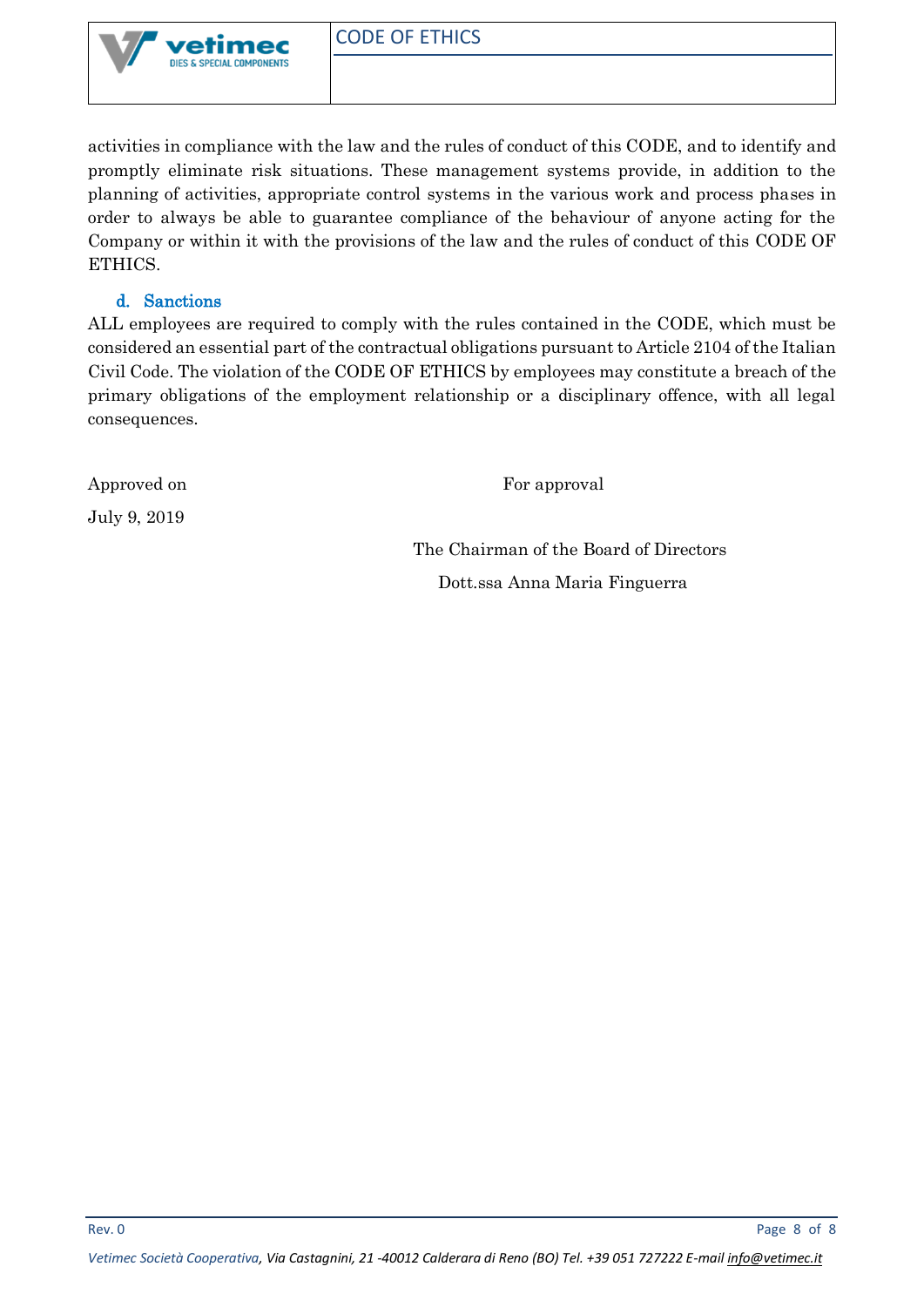activities in compliance with the law and the rules of conduct of this CODE, and to identify and promptly eliminate risk situations. These management systems provide, in addition to the planning of activities, appropriate control systems in the various work and process phases in order to always be able to guarantee compliance of the behaviour of anyone acting for the Company or within it with the provisions of the law and the rules of conduct of this CODE OF ETHICS.

### d. Sanctions

ALL employees are required to comply with the rules contained in the CODE, which must be considered an essential part of the contractual obligations pursuant to Article 2104 of the Italian Civil Code. The violation of the CODE OF ETHICS by employees may constitute a breach of the primary obligations of the employment relationship or a disciplinary offence, with all legal consequences.

Approved on

July 9, 2019

For approval

The Chairman of the Board of Directors

Dott.ssa Anna Maria Finguerra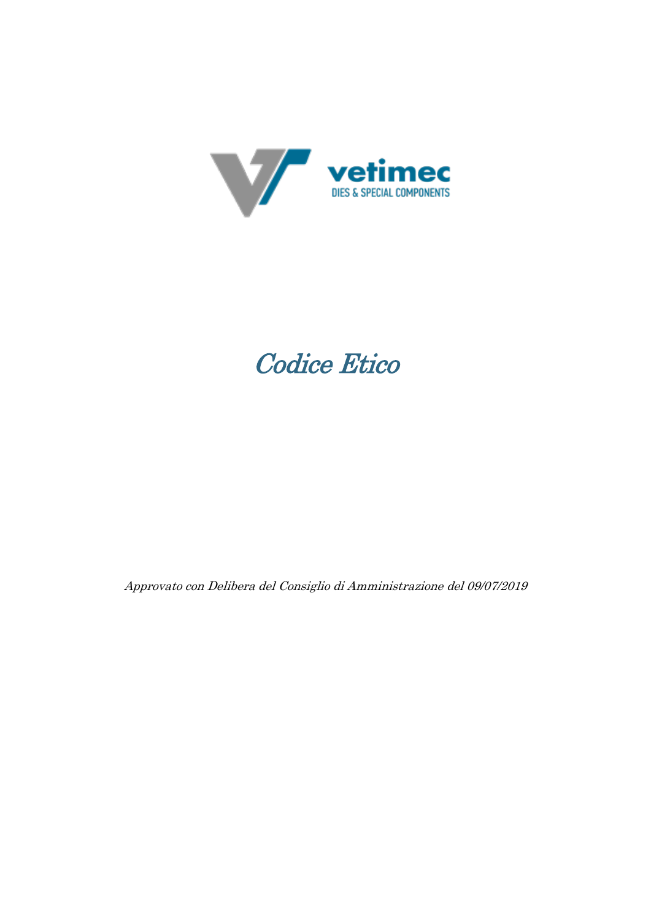vetimec

DIES & SPECIAL COMPONENTS

# *Codice Etico*

*Approvato con Delibera del Consiglio di Amministrazione del 09/07/2019*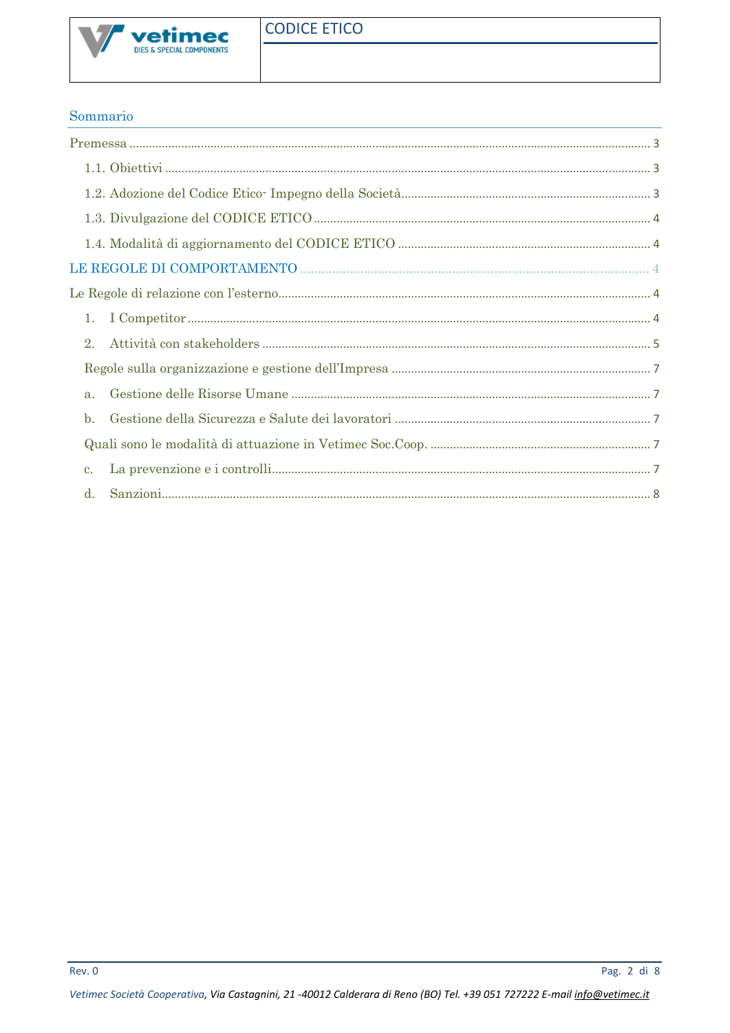## Sommario

Premessa ..... 3

- 1.1. Obiettivi ..... 3
- 1.2. Adozione del Codice Etico- Impegno della Società ..... 3
- 1.3. Divulgazione del CODICE ETICO ..... 4
- 1.4. Modalità di aggiornamento del CODICE ETICO ..... 4

LE REGOLE DI COMPORTAMENTO ..... 4

Le Regole di relazione con l'esterno ..... 4

- 1. I Competitor ..... 4
- 2. Attività con stakeholders ..... 5

Regole sulla organizzazione e gestione dell'Impresa ..... 7

- a. Gestione delle Risorse Umane ..... 7
- b. Gestione della Sicurezza e Salute dei lavoratori ..... 7

Quali sono le modalità di attuazione in Vetimec Soc.Coop. ..... 7

- c. La prevenzione e i controlli ..... 7
- d. Sanzioni ..... 8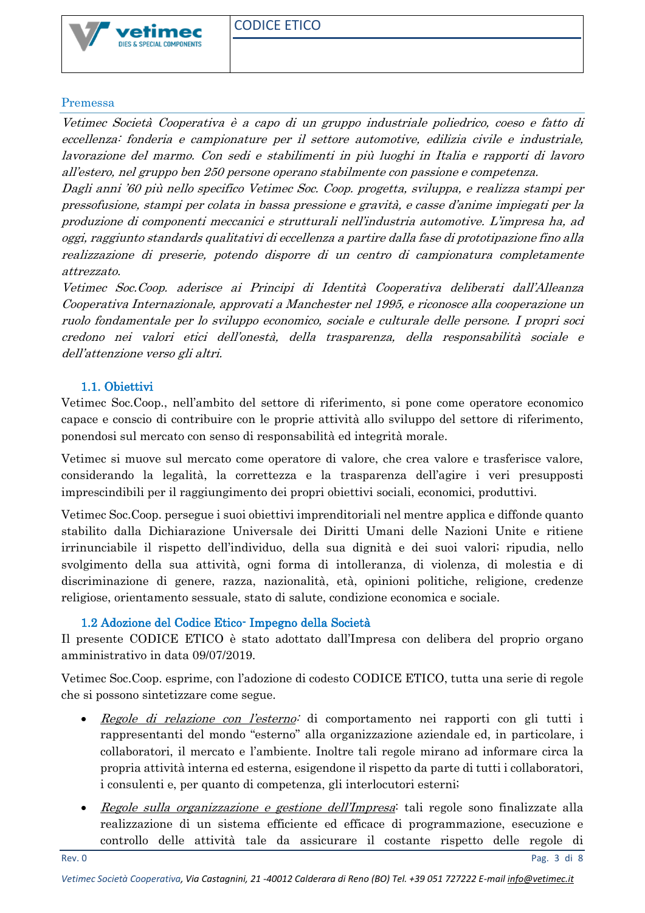## Premessa

*Vetimec Società Cooperativa è a capo di un gruppo industriale poliedrico, coeso e fatto di eccellenza: fonderia e campionature per il settore automotive, edilizia civile e industriale, lavorazione del marmo. Con sedi e stabilimenti in più luoghi in Italia e rapporti di lavoro all'estero, nel gruppo ben 250 persone operano stabilmente con passione e competenza.*
*Dagli anni '60 più nello specifico Vetimec Soc. Coop. progetta, sviluppa, e realizza stampi per pressofusione, stampi per colata in bassa pressione e gravità, e casse d'anime impiegati per la produzione di componenti meccanici e strutturali nell'industria automotive. L'impresa ha, ad oggi, raggiunto standards qualitativi di eccellenza a partire dalla fase di prototipazione fino alla realizzazione di preserie, potendo disporre di un centro di campionatura completamente attrezzato.*
*Vetimec Soc.Coop. aderisce ai Principi di Identità Cooperativa deliberati dall'Alleanza Cooperativa Internazionale, approvati a Manchester nel 1995, e riconosce alla cooperazione un ruolo fondamentale per lo sviluppo economico, sociale e culturale delle persone. I propri soci credono nei valori etici dell'onestà, della trasparenza, della responsabilità sociale e dell'attenzione verso gli altri.*

### 1.1. Obiettivi

Vetimec Soc.Coop., nell'ambito del settore di riferimento, si pone come operatore economico capace e conscio di contribuire con le proprie attività allo sviluppo del settore di riferimento, ponendosi sul mercato con senso di responsabilità ed integrità morale.

Vetimec si muove sul mercato come operatore di valore, che crea valore e trasferisce valore, considerando la legalità, la correttezza e la trasparenza dell'agire i veri presupposti imprescindibili per il raggiungimento dei propri obiettivi sociali, economici, produttivi.

Vetimec Soc.Coop. persegue i suoi obiettivi imprenditoriali nel mentre applica e diffonde quanto stabilito dalla Dichiarazione Universale dei Diritti Umani delle Nazioni Unite e ritiene irrinunciabile il rispetto dell'individuo, della sua dignità e dei suoi valori; ripudia, nello svolgimento della sua attività, ogni forma di intolleranza, di violenza, di molestia e di discriminazione di genere, razza, nazionalità, età, opinioni politiche, religione, credenze religiose, orientamento sessuale, stato di salute, condizione economica e sociale.

### 1.2 Adozione del Codice Etico- Impegno della Società

Il presente CODICE ETICO è stato adottato dall'Impresa con delibera del proprio organo amministrativo in data 09/07/2019.

Vetimec Soc.Coop. esprime, con l'adozione di codesto CODICE ETICO, tutta una serie di regole che si possono sintetizzare come segue.

- *Regole di relazione con l'esterno*: di comportamento nei rapporti con gli tutti i rappresentanti del mondo "esterno" alla organizzazione aziendale ed, in particolare, i collaboratori, il mercato e l'ambiente. Inoltre tali regole mirano ad informare circa la propria attività interna ed esterna, esigendone il rispetto da parte di tutti i collaboratori, i consulenti e, per quanto di competenza, gli interlocutori esterni;
- *Regole sulla organizzazione e gestione dell'Impresa*: tali regole sono finalizzate alla realizzazione di un sistema efficiente ed efficace di programmazione, esecuzione e controllo delle attività tale da assicurare il costante rispetto delle regole di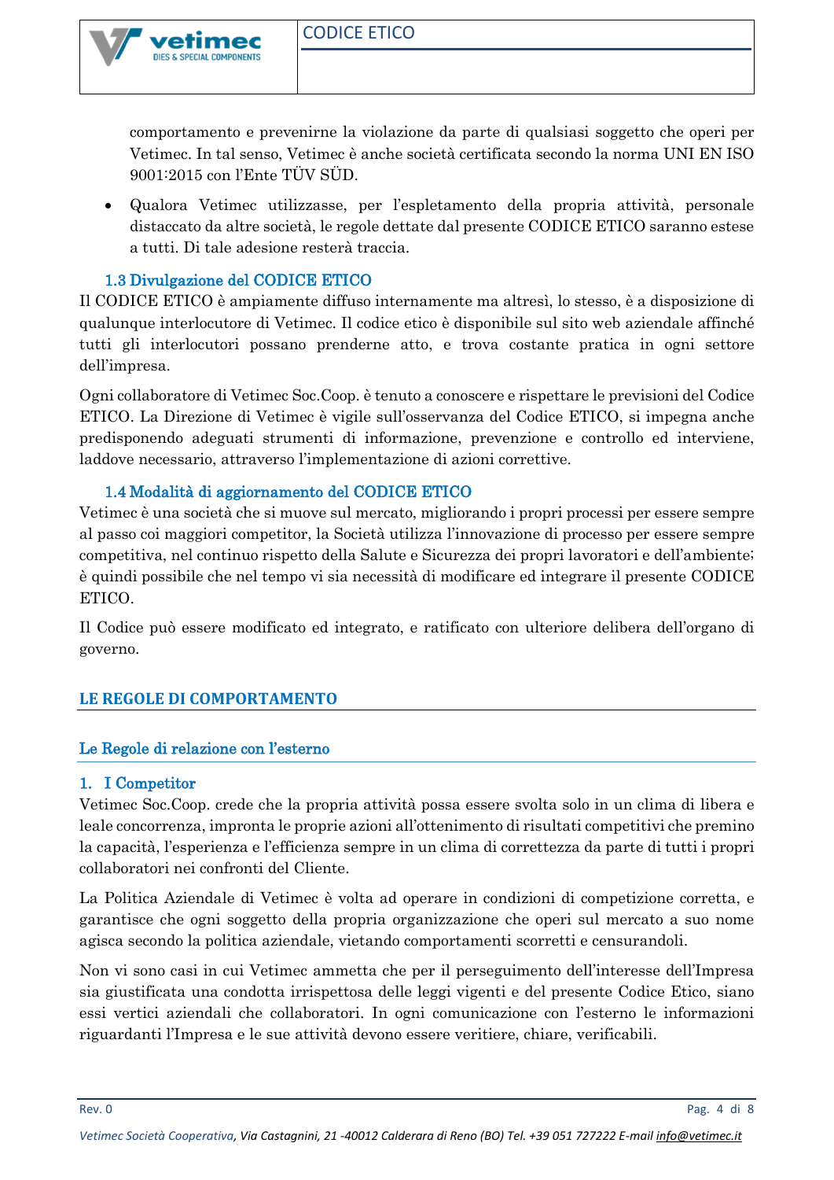comportamento e prevenirne la violazione da parte di qualsiasi soggetto che operi per Vetimec. In tal senso, Vetimec è anche società certificata secondo la norma UNI EN ISO 9001:2015 con l'Ente TÜV SÜD.

- Qualora Vetimec utilizzasse, per l'espletamento della propria attività, personale distaccato da altre società, le regole dettate dal presente CODICE ETICO saranno estese a tutti. Di tale adesione resterà traccia.

### 1.3 Divulgazione del CODICE ETICO

Il CODICE ETICO è ampiamente diffuso internamente ma altresì, lo stesso, è a disposizione di qualunque interlocutore di Vetimec. Il codice etico è disponibile sul sito web aziendale affinché tutti gli interlocutori possano prenderne atto, e trova costante pratica in ogni settore dell'impresa.

Ogni collaboratore di Vetimec Soc.Coop. è tenuto a conoscere e rispettare le previsioni del Codice ETICO. La Direzione di Vetimec è vigile sull'osservanza del Codice ETICO, si impegna anche predisponendo adeguati strumenti di informazione, prevenzione e controllo ed interviene, laddove necessario, attraverso l'implementazione di azioni correttive.

### 1.4 Modalità di aggiornamento del CODICE ETICO

Vetimec è una società che si muove sul mercato, migliorando i propri processi per essere sempre al passo coi maggiori competitor, la Società utilizza l'innovazione di processo per essere sempre competitiva, nel continuo rispetto della Salute e Sicurezza dei propri lavoratori e dell'ambiente; è quindi possibile che nel tempo vi sia necessità di modificare ed integrare il presente CODICE ETICO.

Il Codice può essere modificato ed integrato, e ratificato con ulteriore delibera dell'organo di governo.

## LE REGOLE DI COMPORTAMENTO

## Le Regole di relazione con l'esterno

### 1. I Competitor

Vetimec Soc.Coop. crede che la propria attività possa essere svolta solo in un clima di libera e leale concorrenza, impronta le proprie azioni all'ottenimento di risultati competitivi che premino la capacità, l'esperienza e l'efficienza sempre in un clima di correttezza da parte di tutti i propri collaboratori nei confronti del Cliente.

La Politica Aziendale di Vetimec è volta ad operare in condizioni di competizione corretta, e garantisce che ogni soggetto della propria organizzazione che operi sul mercato a suo nome agisca secondo la politica aziendale, vietando comportamenti scorretti e censurandoli.

Non vi sono casi in cui Vetimec ammetta che per il perseguimento dell'interesse dell'Impresa sia giustificata una condotta irrispettosa delle leggi vigenti e del presente Codice Etico, siano essi vertici aziendali che collaboratori. In ogni comunicazione con l'esterno le informazioni riguardanti l'Impresa e le sue attività devono essere veritiere, chiare, verificabili.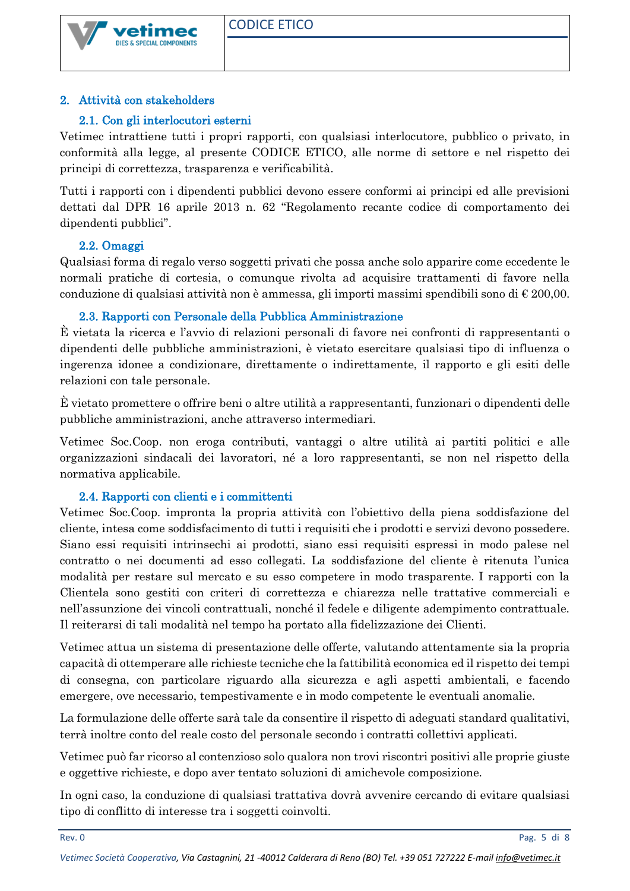## 2. Attività con stakeholders

### 2.1. Con gli interlocutori esterni

Vetimec intrattiene tutti i propri rapporti, con qualsiasi interlocutore, pubblico o privato, in conformità alla legge, al presente CODICE ETICO, alle norme di settore e nel rispetto dei principi di correttezza, trasparenza e verificabilità.

Tutti i rapporti con i dipendenti pubblici devono essere conformi ai principi ed alle previsioni dettati dal DPR 16 aprile 2013 n. 62 "Regolamento recante codice di comportamento dei dipendenti pubblici".

### 2.2. Omaggi

Qualsiasi forma di regalo verso soggetti privati che possa anche solo apparire come eccedente le normali pratiche di cortesia, o comunque rivolta ad acquisire trattamenti di favore nella conduzione di qualsiasi attività non è ammessa, gli importi massimi spendibili sono di € 200,00.

### 2.3. Rapporti con Personale della Pubblica Amministrazione

È vietata la ricerca e l'avvio di relazioni personali di favore nei confronti di rappresentanti o dipendenti delle pubbliche amministrazioni, è vietato esercitare qualsiasi tipo di influenza o ingerenza idonee a condizionare, direttamente o indirettamente, il rapporto e gli esiti delle relazioni con tale personale.

È vietato promettere o offrire beni o altre utilità a rappresentanti, funzionari o dipendenti delle pubbliche amministrazioni, anche attraverso intermediari.

Vetimec Soc.Coop. non eroga contributi, vantaggi o altre utilità ai partiti politici e alle organizzazioni sindacali dei lavoratori, né a loro rappresentanti, se non nel rispetto della normativa applicabile.

### 2.4. Rapporti con clienti e i committenti

Vetimec Soc.Coop. impronta la propria attività con l'obiettivo della piena soddisfazione del cliente, intesa come soddisfacimento di tutti i requisiti che i prodotti e servizi devono possedere. Siano essi requisiti intrinsechi ai prodotti, siano essi requisiti espressi in modo palese nel contratto o nei documenti ad esso collegati. La soddisfazione del cliente è ritenuta l'unica modalità per restare sul mercato e su esso competere in modo trasparente. I rapporti con la Clientela sono gestiti con criteri di correttezza e chiarezza nelle trattative commerciali e nell'assunzione dei vincoli contrattuali, nonché il fedele e diligente adempimento contrattuale. Il reiterarsi di tali modalità nel tempo ha portato alla fidelizzazione dei Clienti.

Vetimec attua un sistema di presentazione delle offerte, valutando attentamente sia la propria capacità di ottemperare alle richieste tecniche che la fattibilità economica ed il rispetto dei tempi di consegna, con particolare riguardo alla sicurezza e agli aspetti ambientali, e facendo emergere, ove necessario, tempestivamente e in modo competente le eventuali anomalie.

La formulazione delle offerte sarà tale da consentire il rispetto di adeguati standard qualitativi, terrà inoltre conto del reale costo del personale secondo i contratti collettivi applicati.

Vetimec può far ricorso al contenzioso solo qualora non trovi riscontri positivi alle proprie giuste e oggettive richieste, e dopo aver tentato soluzioni di amichevole composizione.

In ogni caso, la conduzione di qualsiasi trattativa dovrà avvenire cercando di evitare qualsiasi tipo di conflitto di interesse tra i soggetti coinvolti.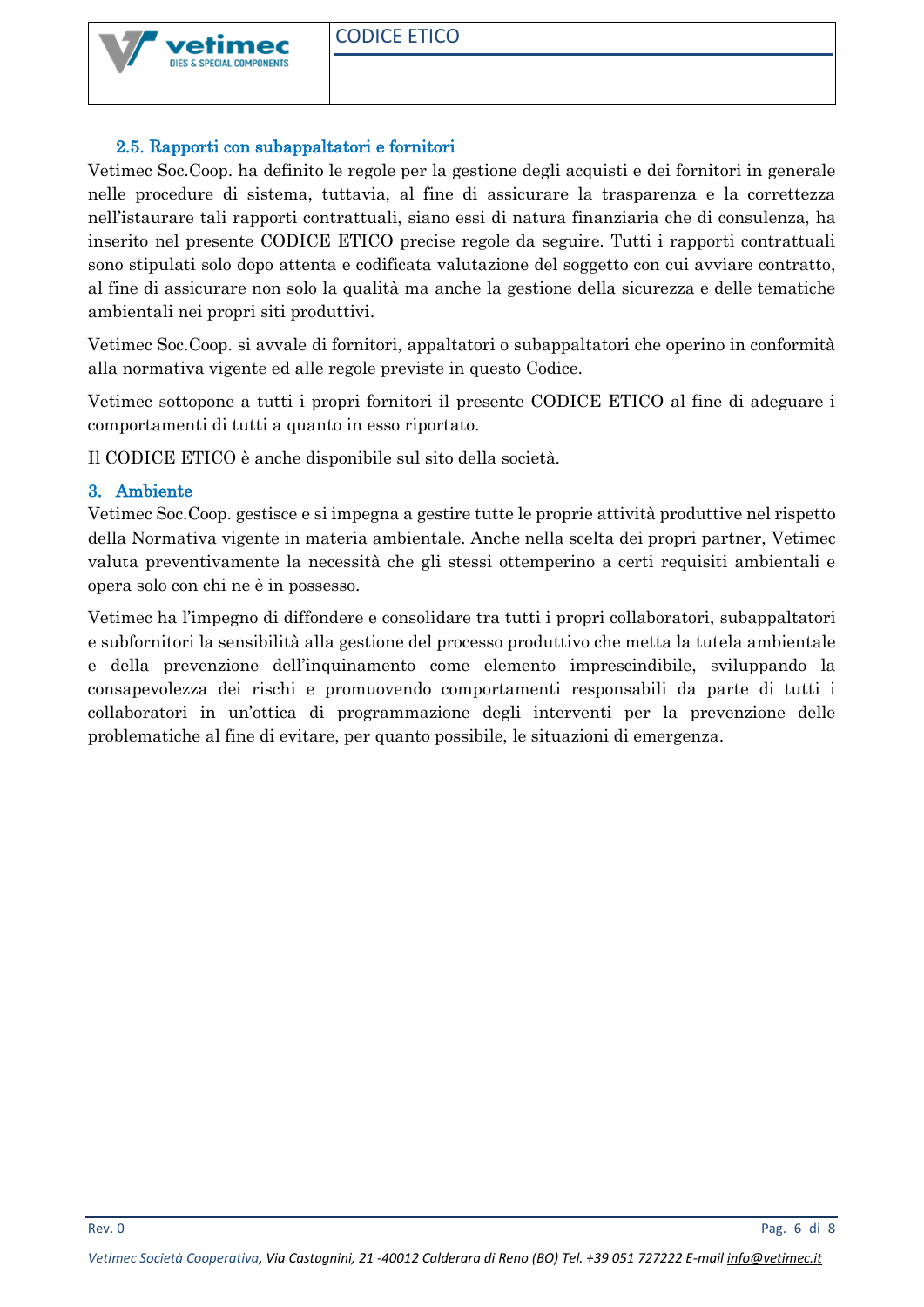### 2.5. Rapporti con subappaltatori e fornitori

Vetimec Soc.Coop. ha definito le regole per la gestione degli acquisti e dei fornitori in generale nelle procedure di sistema, tuttavia, al fine di assicurare la trasparenza e la correttezza nell'istaurare tali rapporti contrattuali, siano essi di natura finanziaria che di consulenza, ha inserito nel presente CODICE ETICO precise regole da seguire. Tutti i rapporti contrattuali sono stipulati solo dopo attenta e codificata valutazione del soggetto con cui avviare contratto, al fine di assicurare non solo la qualità ma anche la gestione della sicurezza e delle tematiche ambientali nei propri siti produttivi.

Vetimec Soc.Coop. si avvale di fornitori, appaltatori o subappaltatori che operino in conformità alla normativa vigente ed alle regole previste in questo Codice.

Vetimec sottopone a tutti i propri fornitori il presente CODICE ETICO al fine di adeguare i comportamenti di tutti a quanto in esso riportato.

Il CODICE ETICO è anche disponibile sul sito della società.

## 3. Ambiente

Vetimec Soc.Coop. gestisce e si impegna a gestire tutte le proprie attività produttive nel rispetto della Normativa vigente in materia ambientale. Anche nella scelta dei propri partner, Vetimec valuta preventivamente la necessità che gli stessi ottemperino a certi requisiti ambientali e opera solo con chi ne è in possesso.

Vetimec ha l'impegno di diffondere e consolidare tra tutti i propri collaboratori, subappaltatori e subfornitori la sensibilità alla gestione del processo produttivo che metta la tutela ambientale e della prevenzione dell'inquinamento come elemento imprescindibile, sviluppando la consapevolezza dei rischi e promuovendo comportamenti responsabili da parte di tutti i collaboratori in un'ottica di programmazione degli interventi per la prevenzione delle problematiche al fine di evitare, per quanto possibile, le situazioni di emergenza.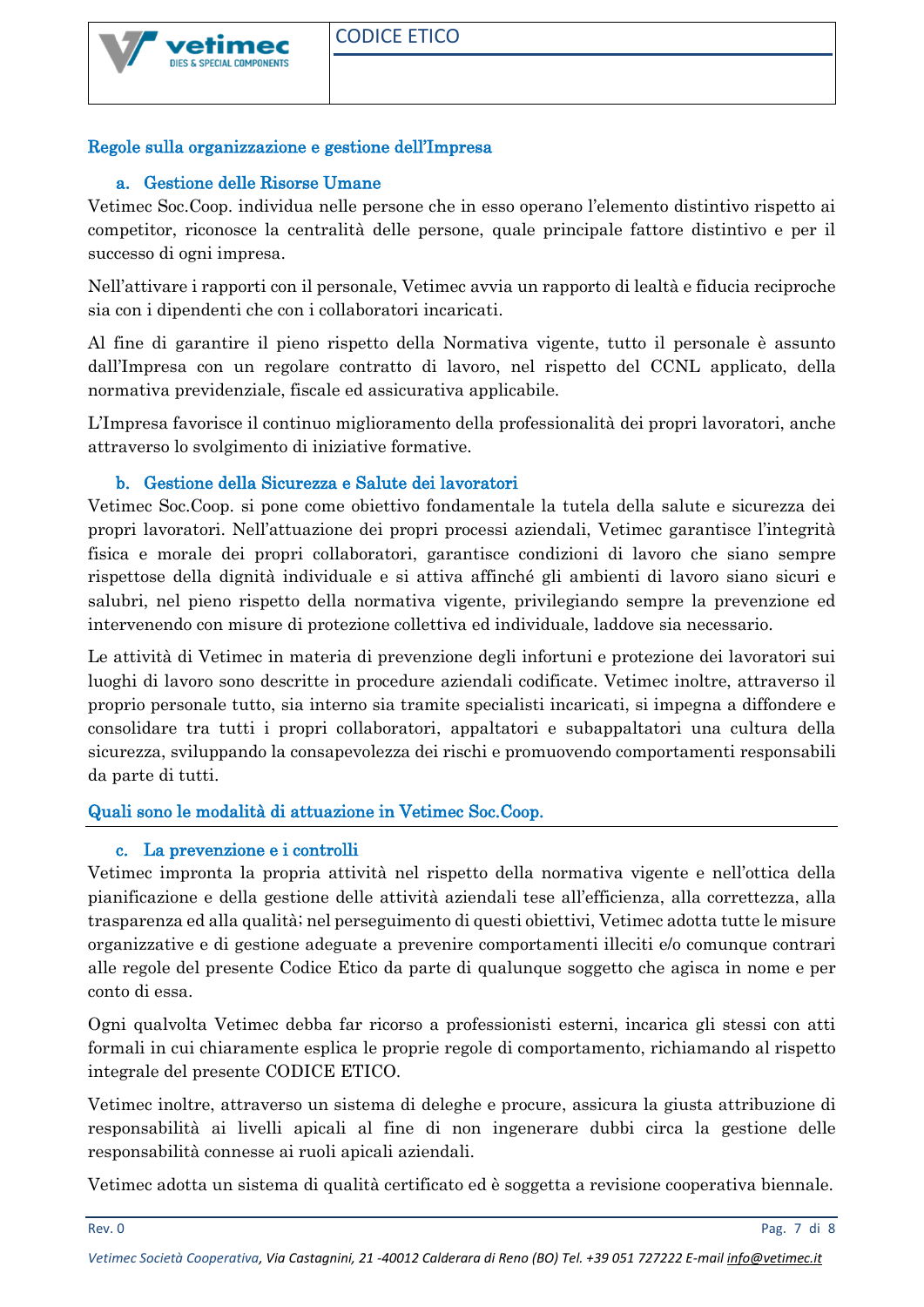## Regole sulla organizzazione e gestione dell'Impresa

### a. Gestione delle Risorse Umane

Vetimec Soc.Coop. individua nelle persone che in esso operano l'elemento distintivo rispetto ai competitor, riconosce la centralità delle persone, quale principale fattore distintivo e per il successo di ogni impresa.

Nell'attivare i rapporti con il personale, Vetimec avvia un rapporto di lealtà e fiducia reciproche sia con i dipendenti che con i collaboratori incaricati.

Al fine di garantire il pieno rispetto della Normativa vigente, tutto il personale è assunto dall'Impresa con un regolare contratto di lavoro, nel rispetto del CCNL applicato, della normativa previdenziale, fiscale ed assicurativa applicabile.

L'Impresa favorisce il continuo miglioramento della professionalità dei propri lavoratori, anche attraverso lo svolgimento di iniziative formative.

### b. Gestione della Sicurezza e Salute dei lavoratori

Vetimec Soc.Coop. si pone come obiettivo fondamentale la tutela della salute e sicurezza dei propri lavoratori. Nell'attuazione dei propri processi aziendali, Vetimec garantisce l'integrità fisica e morale dei propri collaboratori, garantisce condizioni di lavoro che siano sempre rispettose della dignità individuale e si attiva affinché gli ambienti di lavoro siano sicuri e salubri, nel pieno rispetto della normativa vigente, privilegiando sempre la prevenzione ed intervenendo con misure di protezione collettiva ed individuale, laddove sia necessario.

Le attività di Vetimec in materia di prevenzione degli infortuni e protezione dei lavoratori sui luoghi di lavoro sono descritte in procedure aziendali codificate. Vetimec inoltre, attraverso il proprio personale tutto, sia interno sia tramite specialisti incaricati, si impegna a diffondere e consolidare tra tutti i propri collaboratori, appaltatori e subappaltatori una cultura della sicurezza, sviluppando la consapevolezza dei rischi e promuovendo comportamenti responsabili da parte di tutti.

## Quali sono le modalità di attuazione in Vetimec Soc.Coop.

### c. La prevenzione e i controlli

Vetimec impronta la propria attività nel rispetto della normativa vigente e nell'ottica della pianificazione e della gestione delle attività aziendali tese all'efficienza, alla correttezza, alla trasparenza ed alla qualità; nel perseguimento di questi obiettivi, Vetimec adotta tutte le misure organizzative e di gestione adeguate a prevenire comportamenti illeciti e/o comunque contrari alle regole del presente Codice Etico da parte di qualunque soggetto che agisca in nome e per conto di essa.

Ogni qualvolta Vetimec debba far ricorso a professionisti esterni, incarica gli stessi con atti formali in cui chiaramente esplica le proprie regole di comportamento, richiamando al rispetto integrale del presente CODICE ETICO.

Vetimec inoltre, attraverso un sistema di deleghe e procure, assicura la giusta attribuzione di responsabilità ai livelli apicali al fine di non ingenerare dubbi circa la gestione delle responsabilità connesse ai ruoli apicali aziendali.

Vetimec adotta un sistema di qualità certificato ed è soggetta a revisione cooperativa biennale.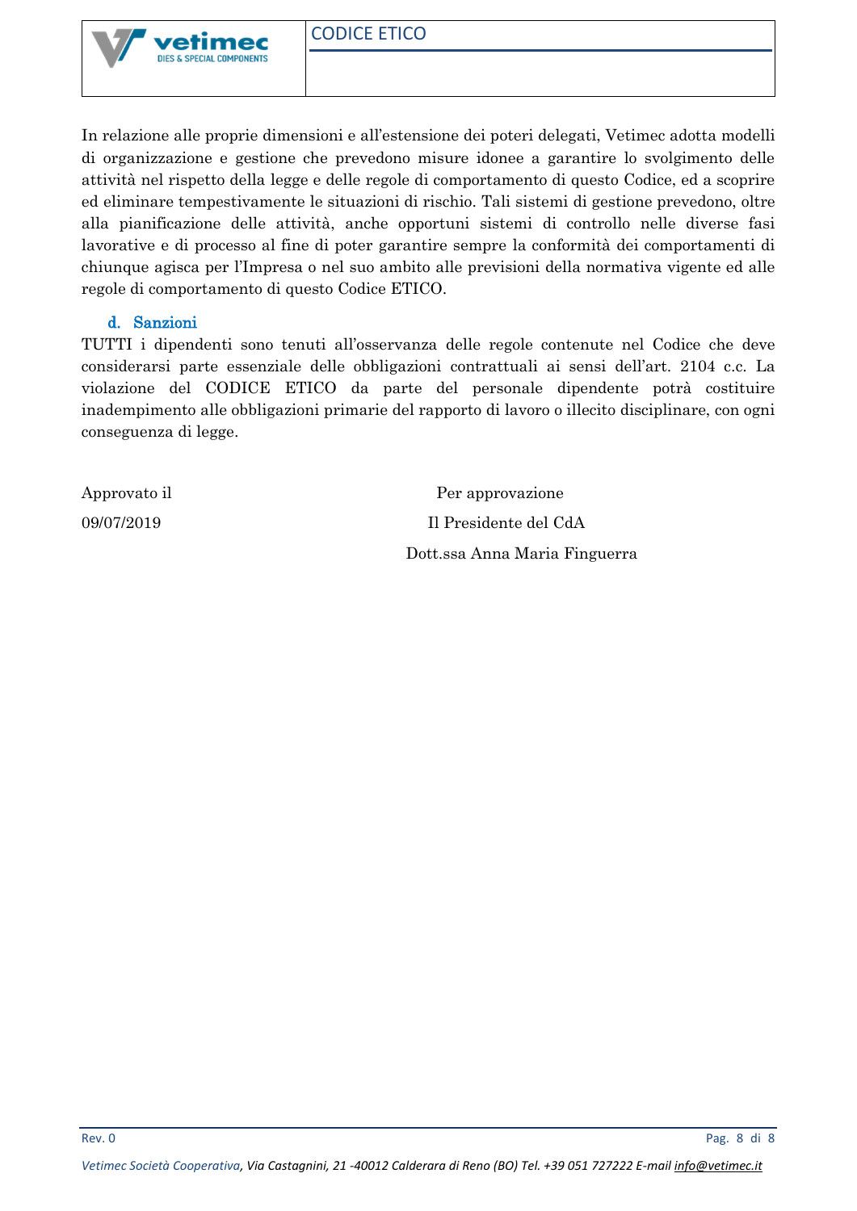In relazione alle proprie dimensioni e all'estensione dei poteri delegati, Vetimec adotta modelli di organizzazione e gestione che prevedono misure idonee a garantire lo svolgimento delle attività nel rispetto della legge e delle regole di comportamento di questo Codice, ed a scoprire ed eliminare tempestivamente le situazioni di rischio. Tali sistemi di gestione prevedono, oltre alla pianificazione delle attività, anche opportuni sistemi di controllo nelle diverse fasi lavorative e di processo al fine di poter garantire sempre la conformità dei comportamenti di chiunque agisca per l'Impresa o nel suo ambito alle previsioni della normativa vigente ed alle regole di comportamento di questo Codice ETICO.

### d. Sanzioni

TUTTI i dipendenti sono tenuti all'osservanza delle regole contenute nel Codice che deve considerarsi parte essenziale delle obbligazioni contrattuali ai sensi dell'art. 2104 c.c. La violazione del CODICE ETICO da parte del personale dipendente potrà costituire inadempimento alle obbligazioni primarie del rapporto di lavoro o illecito disciplinare, con ogni conseguenza di legge.

Approvato il
09/07/2019

Per approvazione
Il Presidente del CdA
Dott.ssa Anna Maria Finguerra